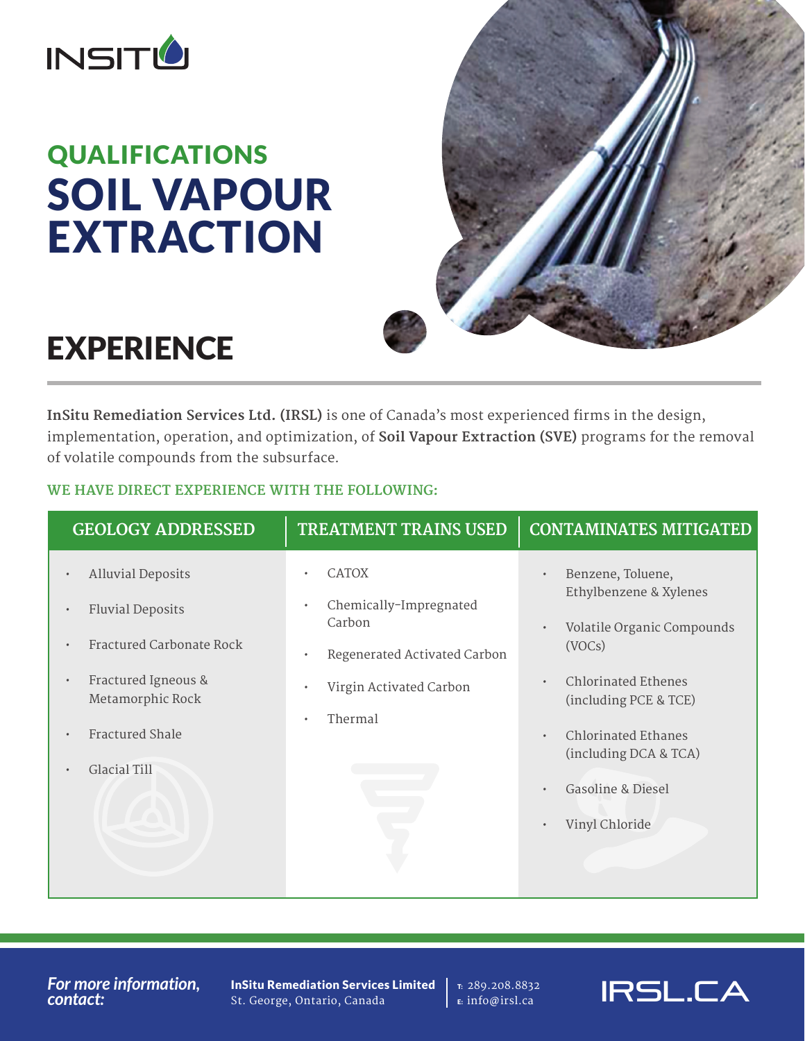INSITU

## QUALIFICATIONS

# SOIL VAPOUR EXTRACTION

## EXPERIENCE

**InSitu Remediation Services Ltd. (IRSL)** is one of Canada's most experienced firms in the design, implementation, operation, and optimization, of **Soil Vapour Extraction (SVE)** programs for the removal of volatile compounds from the subsurface.

### WE HAVE DIRECT EXPERIENCE WITH THE FOLLOWING:

| GEOLOGY ADDRESSED | TREATMENT TRAINS USED | CONTAMINATES MITIGATED |
|---|---|---|
| • Alluvial Deposits<br>• Fluvial Deposits<br>• Fractured Carbonate Rock<br>• Fractured Igneous & Metamorphic Rock<br>• Fractured Shale<br>• Glacial Till | • CATOX<br>• Chemically-Impregnated Carbon<br>• Regenerated Activated Carbon<br>• Virgin Activated Carbon<br>• Thermal | • Benzene, Toluene, Ethylbenzene & Xylenes<br>• Volatile Organic Compounds (VOCs)<br>• Chlorinated Ethenes (including PCE & TCE)<br>• Chlorinated Ethanes (including DCA & TCA)<br>• Gasoline & Diesel<br>• Vinyl Chloride |

*For more information, contact:*

**InSitu Remediation Services Limited**
St. George, Ontario, Canada

T: 289.208.8832
E: info@irsl.ca

IRSL.CA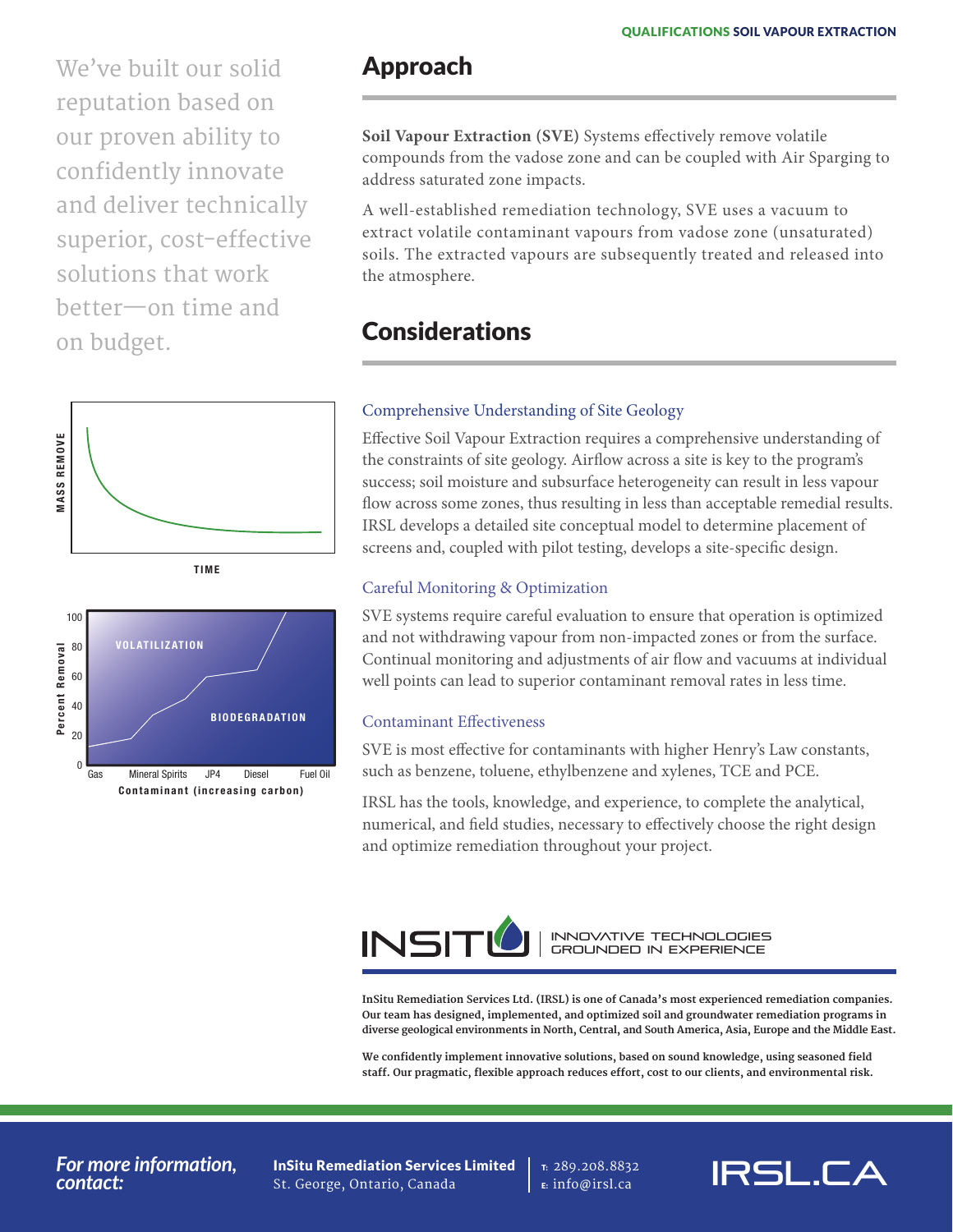We've built our solid reputation based on our proven ability to confidently innovate and deliver technically superior, cost-effective solutions that work better—on time and on budget.

MASS REMOVE

TIME

Percent Removal

100
80
60
40
20
0

VOLATILIZATION

BIODEGRADATION

Gas
Mineral Spirits
JP4
Diesel
Fuel Oil

Contaminant (increasing carbon)

## Approach

**Soil Vapour Extraction (SVE)** Systems effectively remove volatile compounds from the vadose zone and can be coupled with Air Sparging to address saturated zone impacts.

A well-established remediation technology, SVE uses a vacuum to extract volatile contaminant vapours from vadose zone (unsaturated) soils. The extracted vapours are subsequently treated and released into the atmosphere.

## Considerations

### Comprehensive Understanding of Site Geology

Effective Soil Vapour Extraction requires a comprehensive understanding of the constraints of site geology. Airflow across a site is key to the program's success; soil moisture and subsurface heterogeneity can result in less vapour flow across some zones, thus resulting in less than acceptable remedial results. IRSL develops a detailed site conceptual model to determine placement of screens and, coupled with pilot testing, develops a site-specific design.

### Careful Monitoring & Optimization

SVE systems require careful evaluation to ensure that operation is optimized and not withdrawing vapour from non-impacted zones or from the surface. Continual monitoring and adjustments of air flow and vacuums at individual well points can lead to superior contaminant removal rates in less time.

### Contaminant Effectiveness

SVE is most effective for contaminants with higher Henry's Law constants, such as benzene, toluene, ethylbenzene and xylenes, TCE and PCE.

IRSL has the tools, knowledge, and experience, to complete the analytical, numerical, and field studies, necessary to effectively choose the right design and optimize remediation throughout your project.

INSITU | INNOVATIVE TECHNOLOGIES GROUNDED IN EXPERIENCE

**InSitu Remediation Services Ltd. (IRSL) is one of Canada's most experienced remediation companies. Our team has designed, implemented, and optimized soil and groundwater remediation programs in diverse geological environments in North, Central, and South America, Asia, Europe and the Middle East.**

**We confidently implement innovative solutions, based on sound knowledge, using seasoned field staff. Our pragmatic, flexible approach reduces effort, cost to our clients, and environmental risk.**

*For more information, contact:*

**InSitu Remediation Services Limited**
St. George, Ontario, Canada

T: 289.208.8832
E: info@irsl.ca

IRSL.CA